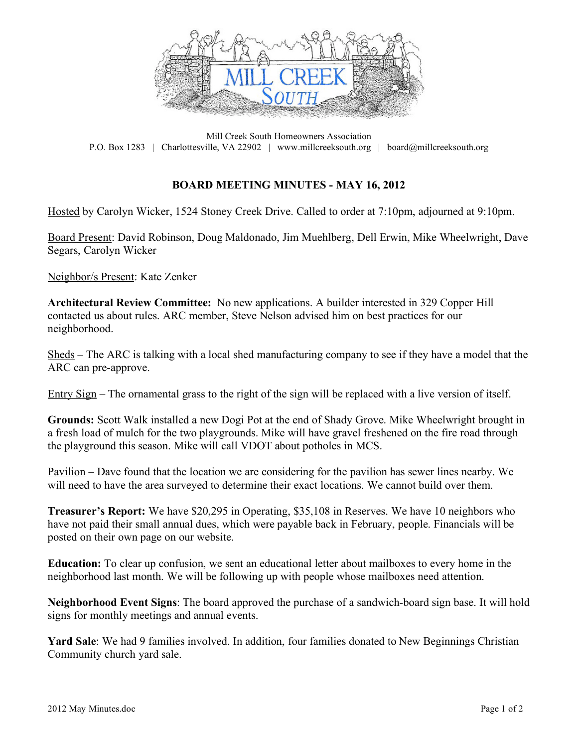Mill Creek South Homeowners Association
P.O. Box 1283 | Charlottesville, VA 22902 | www.millcreeksouth.org | board@millcreeksouth.org

# BOARD MEETING MINUTES - MAY 16, 2012

Hosted by Carolyn Wicker, 1524 Stoney Creek Drive. Called to order at 7:10pm, adjourned at 9:10pm.

Board Present: David Robinson, Doug Maldonado, Jim Muehlberg, Dell Erwin, Mike Wheelwright, Dave Segars, Carolyn Wicker

Neighbor/s Present: Kate Zenker

**Architectural Review Committee:** No new applications. A builder interested in 329 Copper Hill contacted us about rules. ARC member, Steve Nelson advised him on best practices for our neighborhood.

Sheds – The ARC is talking with a local shed manufacturing company to see if they have a model that the ARC can pre-approve.

Entry Sign – The ornamental grass to the right of the sign will be replaced with a live version of itself.

**Grounds:** Scott Walk installed a new Dogi Pot at the end of Shady Grove. Mike Wheelwright brought in a fresh load of mulch for the two playgrounds. Mike will have gravel freshened on the fire road through the playground this season. Mike will call VDOT about potholes in MCS.

Pavilion – Dave found that the location we are considering for the pavilion has sewer lines nearby. We will need to have the area surveyed to determine their exact locations. We cannot build over them.

**Treasurer's Report:** We have $20,295 in Operating, $35,108 in Reserves. We have 10 neighbors who have not paid their small annual dues, which were payable back in February, people. Financials will be posted on their own page on our website.

**Education:** To clear up confusion, we sent an educational letter about mailboxes to every home in the neighborhood last month. We will be following up with people whose mailboxes need attention.

**Neighborhood Event Signs**: The board approved the purchase of a sandwich-board sign base. It will hold signs for monthly meetings and annual events.

**Yard Sale**: We had 9 families involved. In addition, four families donated to New Beginnings Christian Community church yard sale.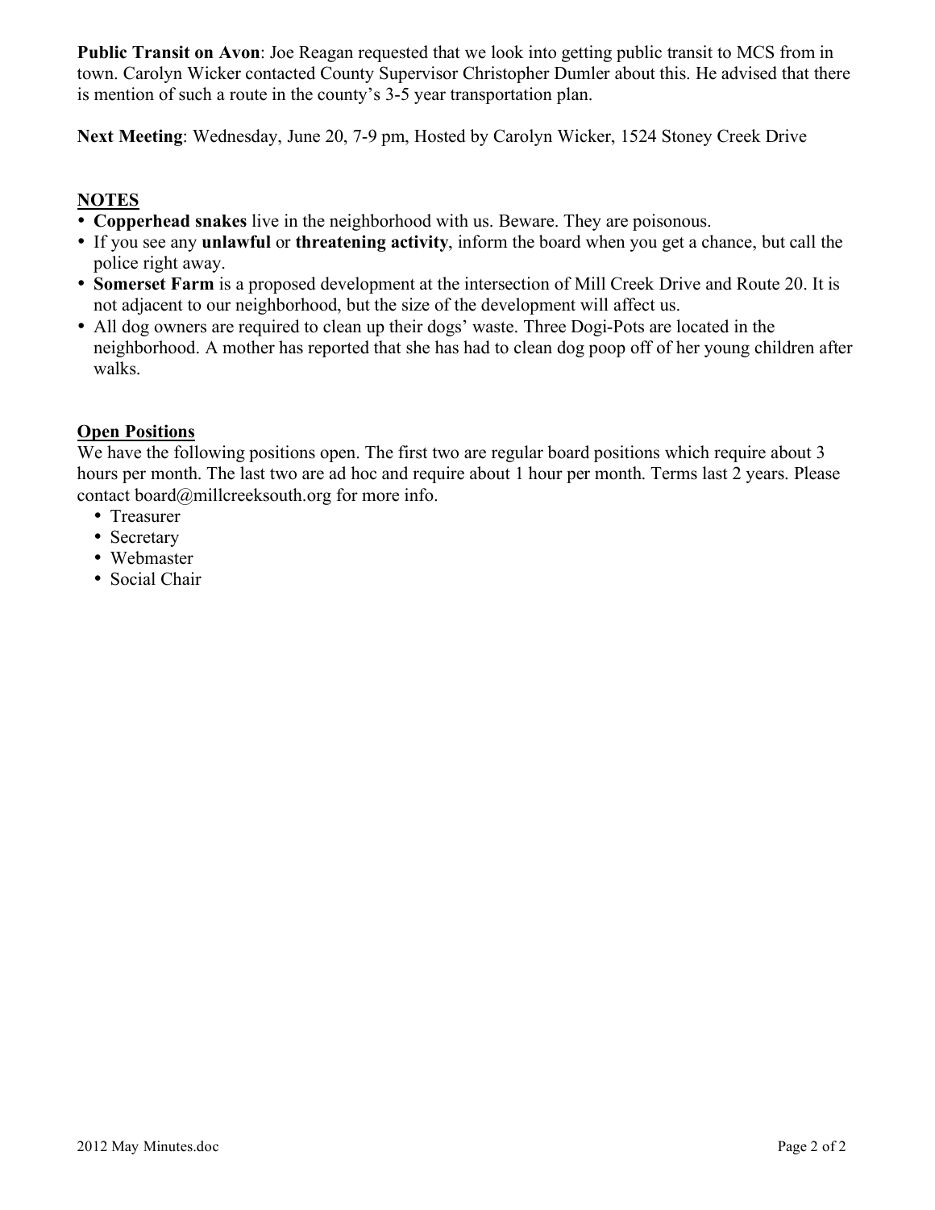**Public Transit on Avon**: Joe Reagan requested that we look into getting public transit to MCS from in town. Carolyn Wicker contacted County Supervisor Christopher Dumler about this. He advised that there is mention of such a route in the county's 3-5 year transportation plan.

**Next Meeting**: Wednesday, June 20, 7-9 pm, Hosted by Carolyn Wicker, 1524 Stoney Creek Drive

## NOTES

- **Copperhead snakes** live in the neighborhood with us. Beware. They are poisonous.
- If you see any **unlawful** or **threatening activity**, inform the board when you get a chance, but call the police right away.
- **Somerset Farm** is a proposed development at the intersection of Mill Creek Drive and Route 20. It is not adjacent to our neighborhood, but the size of the development will affect us.
- All dog owners are required to clean up their dogs' waste. Three Dogi-Pots are located in the neighborhood. A mother has reported that she has had to clean dog poop off of her young children after walks.

## Open Positions

We have the following positions open. The first two are regular board positions which require about 3 hours per month. The last two are ad hoc and require about 1 hour per month. Terms last 2 years. Please contact board@millcreeksouth.org for more info.

- Treasurer
- Secretary
- Webmaster
- Social Chair